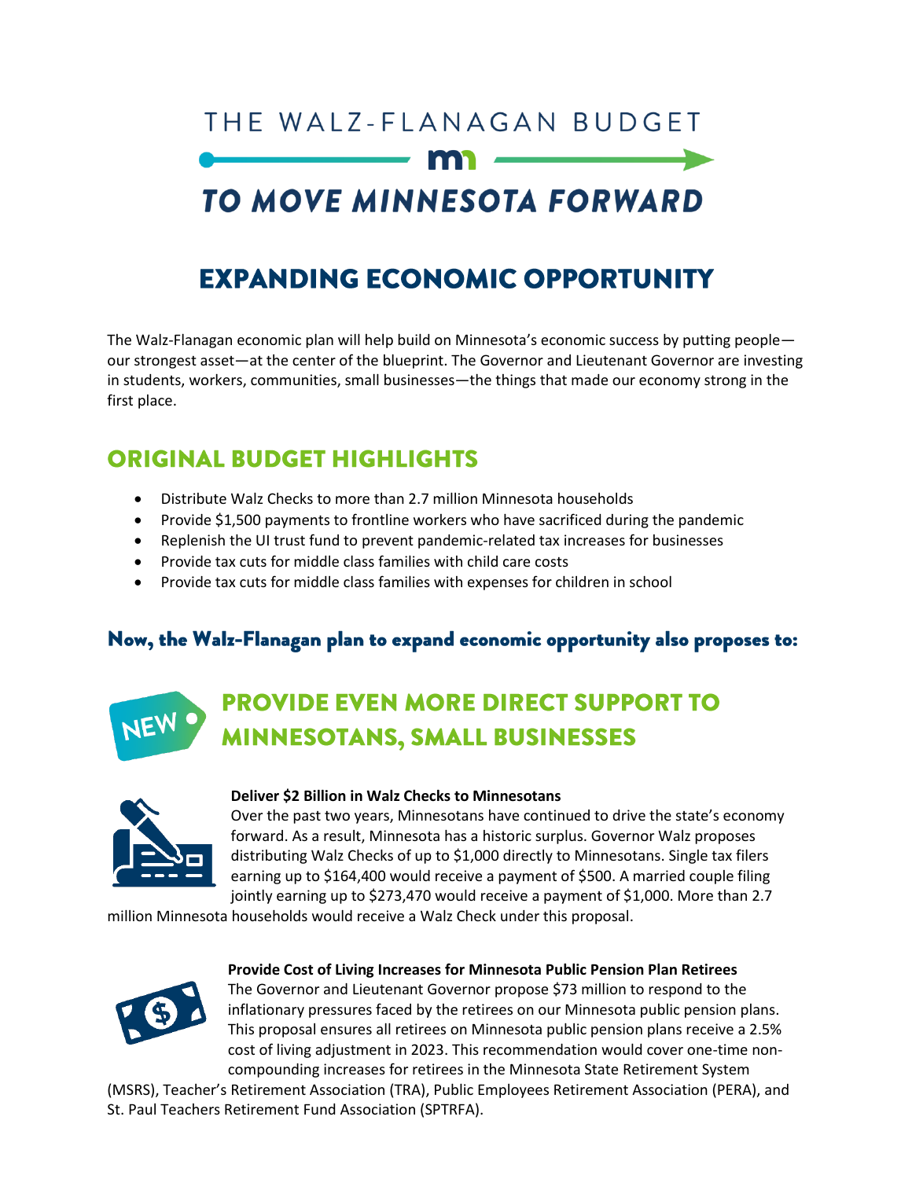# THE WALZ-FLANAGAN BUDGET

# TO MOVE MINNESOTA FORWARD

## EXPANDING ECONOMIC OPPORTUNITY

The Walz-Flanagan economic plan will help build on Minnesota's economic success by putting people—our strongest asset—at the center of the blueprint. The Governor and Lieutenant Governor are investing in students, workers, communities, small businesses—the things that made our economy strong in the first place.

## ORIGINAL BUDGET HIGHLIGHTS

- Distribute Walz Checks to more than 2.7 million Minnesota households
- Provide $1,500 payments to frontline workers who have sacrificed during the pandemic
- Replenish the UI trust fund to prevent pandemic-related tax increases for businesses
- Provide tax cuts for middle class families with child care costs
- Provide tax cuts for middle class families with expenses for children in school

### Now, the Walz-Flanagan plan to expand economic opportunity also proposes to:

## NEW PROVIDE EVEN MORE DIRECT SUPPORT TO MINNESOTANS, SMALL BUSINESSES

**Deliver $2 Billion in Walz Checks to Minnesotans**

Over the past two years, Minnesotans have continued to drive the state's economy forward. As a result, Minnesota has a historic surplus. Governor Walz proposes distributing Walz Checks of up to $1,000 directly to Minnesotans. Single tax filers earning up to $164,400 would receive a payment of $500. A married couple filing jointly earning up to $273,470 would receive a payment of $1,000. More than 2.7 million Minnesota households would receive a Walz Check under this proposal.

**Provide Cost of Living Increases for Minnesota Public Pension Plan Retirees**

The Governor and Lieutenant Governor propose $73 million to respond to the inflationary pressures faced by the retirees on our Minnesota public pension plans. This proposal ensures all retirees on Minnesota public pension plans receive a 2.5% cost of living adjustment in 2023. This recommendation would cover one-time non-compounding increases for retirees in the Minnesota State Retirement System (MSRS), Teacher's Retirement Association (TRA), Public Employees Retirement Association (PERA), and St. Paul Teachers Retirement Fund Association (SPTRFA).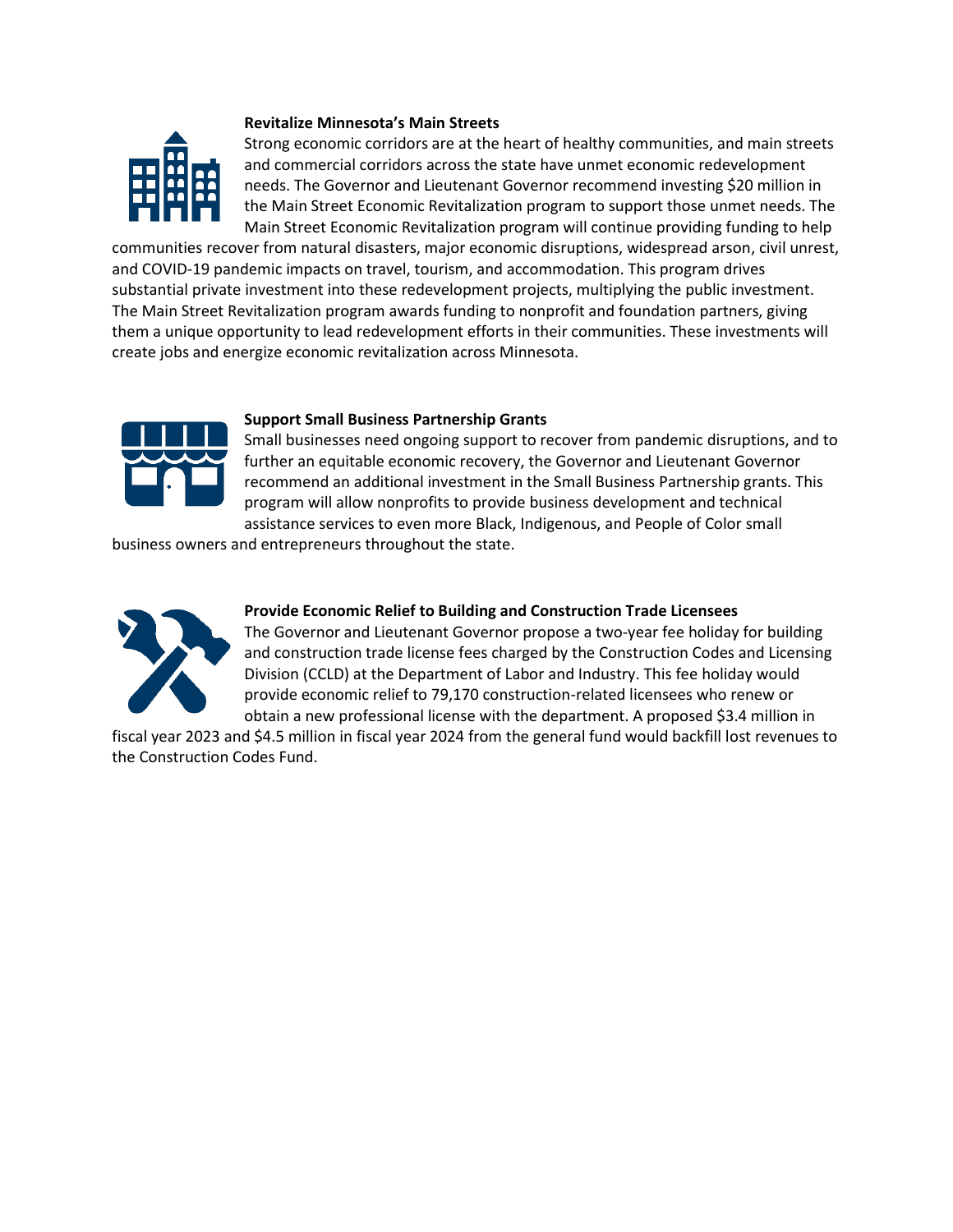**Revitalize Minnesota's Main Streets**

Strong economic corridors are at the heart of healthy communities, and main streets and commercial corridors across the state have unmet economic redevelopment needs. The Governor and Lieutenant Governor recommend investing $20 million in the Main Street Economic Revitalization program to support those unmet needs. The Main Street Economic Revitalization program will continue providing funding to help communities recover from natural disasters, major economic disruptions, widespread arson, civil unrest, and COVID-19 pandemic impacts on travel, tourism, and accommodation. This program drives substantial private investment into these redevelopment projects, multiplying the public investment. The Main Street Revitalization program awards funding to nonprofit and foundation partners, giving them a unique opportunity to lead redevelopment efforts in their communities. These investments will create jobs and energize economic revitalization across Minnesota.

**Support Small Business Partnership Grants**

Small businesses need ongoing support to recover from pandemic disruptions, and to further an equitable economic recovery, the Governor and Lieutenant Governor recommend an additional investment in the Small Business Partnership grants. This program will allow nonprofits to provide business development and technical assistance services to even more Black, Indigenous, and People of Color small business owners and entrepreneurs throughout the state.

**Provide Economic Relief to Building and Construction Trade Licensees**

The Governor and Lieutenant Governor propose a two-year fee holiday for building and construction trade license fees charged by the Construction Codes and Licensing Division (CCLD) at the Department of Labor and Industry. This fee holiday would provide economic relief to 79,170 construction-related licensees who renew or obtain a new professional license with the department. A proposed $3.4 million in fiscal year 2023 and $4.5 million in fiscal year 2024 from the general fund would backfill lost revenues to the Construction Codes Fund.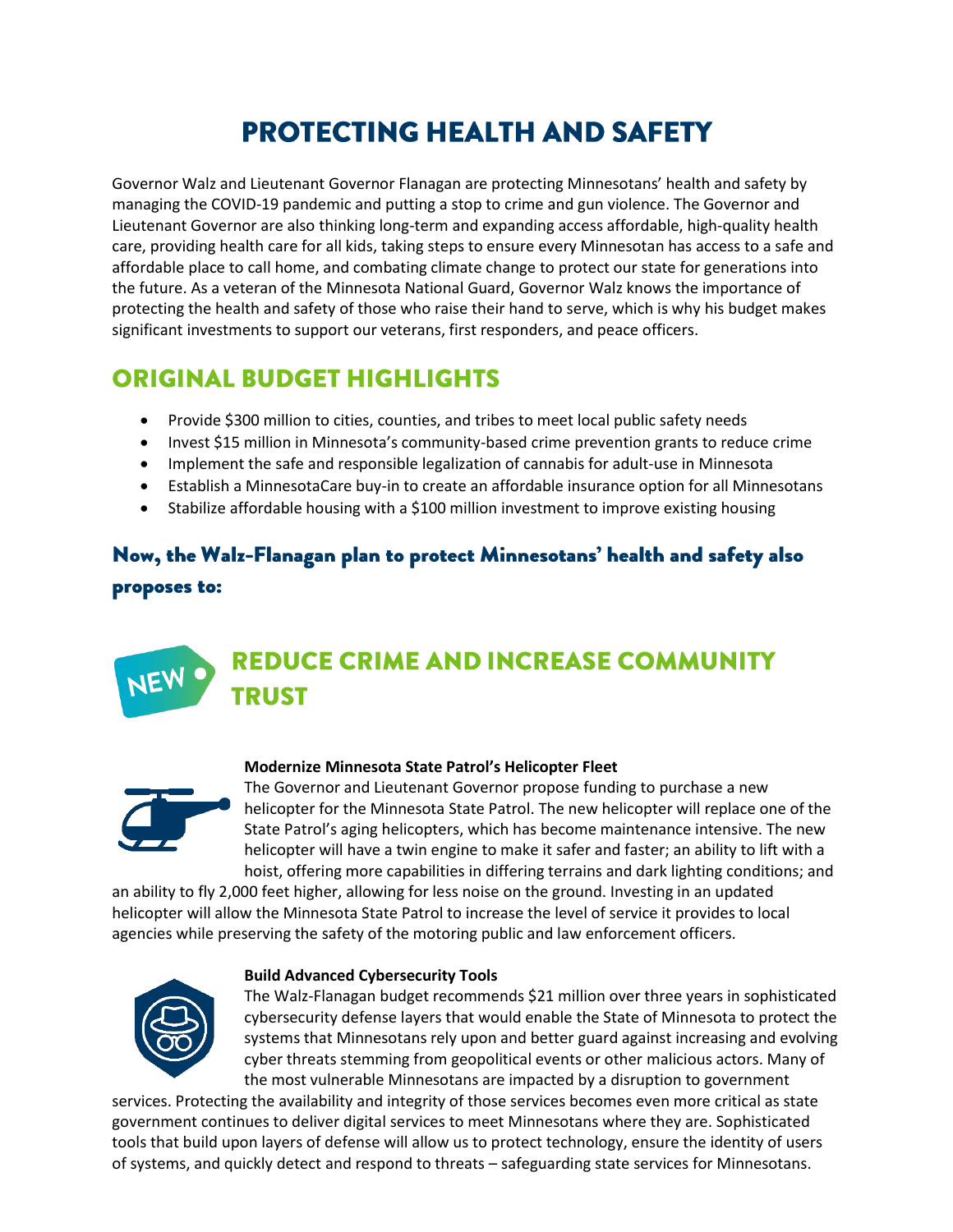# PROTECTING HEALTH AND SAFETY

Governor Walz and Lieutenant Governor Flanagan are protecting Minnesotans' health and safety by managing the COVID-19 pandemic and putting a stop to crime and gun violence. The Governor and Lieutenant Governor are also thinking long-term and expanding access affordable, high-quality health care, providing health care for all kids, taking steps to ensure every Minnesotan has access to a safe and affordable place to call home, and combating climate change to protect our state for generations into the future. As a veteran of the Minnesota National Guard, Governor Walz knows the importance of protecting the health and safety of those who raise their hand to serve, which is why his budget makes significant investments to support our veterans, first responders, and peace officers.

## ORIGINAL BUDGET HIGHLIGHTS

- Provide $300 million to cities, counties, and tribes to meet local public safety needs
- Invest $15 million in Minnesota's community-based crime prevention grants to reduce crime
- Implement the safe and responsible legalization of cannabis for adult-use in Minnesota
- Establish a MinnesotaCare buy-in to create an affordable insurance option for all Minnesotans
- Stabilize affordable housing with a $100 million investment to improve existing housing

### Now, the Walz-Flanagan plan to protect Minnesotans' health and safety also proposes to:

## NEW REDUCE CRIME AND INCREASE COMMUNITY TRUST

**Modernize Minnesota State Patrol's Helicopter Fleet**

The Governor and Lieutenant Governor propose funding to purchase a new helicopter for the Minnesota State Patrol. The new helicopter will replace one of the State Patrol's aging helicopters, which has become maintenance intensive. The new helicopter will have a twin engine to make it safer and faster; an ability to lift with a hoist, offering more capabilities in differing terrains and dark lighting conditions; and an ability to fly 2,000 feet higher, allowing for less noise on the ground. Investing in an updated helicopter will allow the Minnesota State Patrol to increase the level of service it provides to local agencies while preserving the safety of the motoring public and law enforcement officers.

**Build Advanced Cybersecurity Tools**

The Walz-Flanagan budget recommends $21 million over three years in sophisticated cybersecurity defense layers that would enable the State of Minnesota to protect the systems that Minnesotans rely upon and better guard against increasing and evolving cyber threats stemming from geopolitical events or other malicious actors. Many of the most vulnerable Minnesotans are impacted by a disruption to government services. Protecting the availability and integrity of those services becomes even more critical as state government continues to deliver digital services to meet Minnesotans where they are. Sophisticated tools that build upon layers of defense will allow us to protect technology, ensure the identity of users of systems, and quickly detect and respond to threats – safeguarding state services for Minnesotans.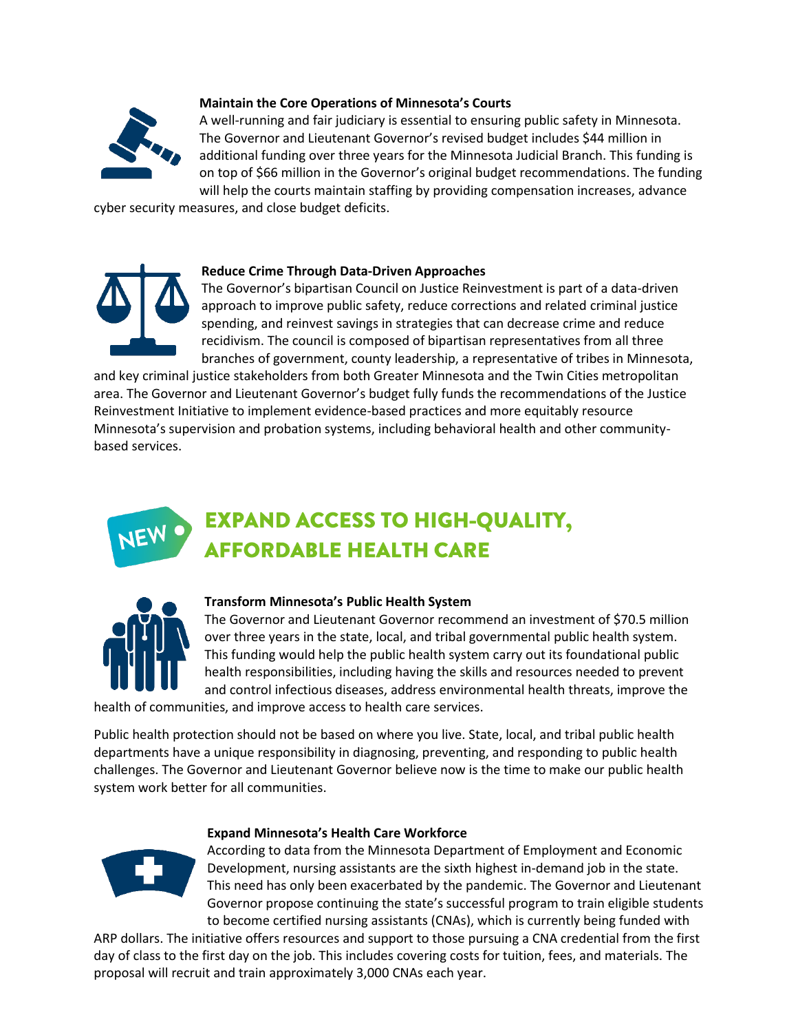**Maintain the Core Operations of Minnesota's Courts**

A well-running and fair judiciary is essential to ensuring public safety in Minnesota. The Governor and Lieutenant Governor's revised budget includes $44 million in additional funding over three years for the Minnesota Judicial Branch. This funding is on top of $66 million in the Governor's original budget recommendations. The funding will help the courts maintain staffing by providing compensation increases, advance cyber security measures, and close budget deficits.

**Reduce Crime Through Data-Driven Approaches**

The Governor's bipartisan Council on Justice Reinvestment is part of a data-driven approach to improve public safety, reduce corrections and related criminal justice spending, and reinvest savings in strategies that can decrease crime and reduce recidivism. The council is composed of bipartisan representatives from all three branches of government, county leadership, a representative of tribes in Minnesota, and key criminal justice stakeholders from both Greater Minnesota and the Twin Cities metropolitan area. The Governor and Lieutenant Governor's budget fully funds the recommendations of the Justice Reinvestment Initiative to implement evidence-based practices and more equitably resource Minnesota's supervision and probation systems, including behavioral health and other community-based services.

## NEW — EXPAND ACCESS TO HIGH-QUALITY, AFFORDABLE HEALTH CARE

**Transform Minnesota's Public Health System**

The Governor and Lieutenant Governor recommend an investment of $70.5 million over three years in the state, local, and tribal governmental public health system. This funding would help the public health system carry out its foundational public health responsibilities, including having the skills and resources needed to prevent and control infectious diseases, address environmental health threats, improve the health of communities, and improve access to health care services.

Public health protection should not be based on where you live. State, local, and tribal public health departments have a unique responsibility in diagnosing, preventing, and responding to public health challenges. The Governor and Lieutenant Governor believe now is the time to make our public health system work better for all communities.

**Expand Minnesota's Health Care Workforce**

According to data from the Minnesota Department of Employment and Economic Development, nursing assistants are the sixth highest in-demand job in the state. This need has only been exacerbated by the pandemic. The Governor and Lieutenant Governor propose continuing the state's successful program to train eligible students to become certified nursing assistants (CNAs), which is currently being funded with ARP dollars. The initiative offers resources and support to those pursuing a CNA credential from the first day of class to the first day on the job. This includes covering costs for tuition, fees, and materials. The proposal will recruit and train approximately 3,000 CNAs each year.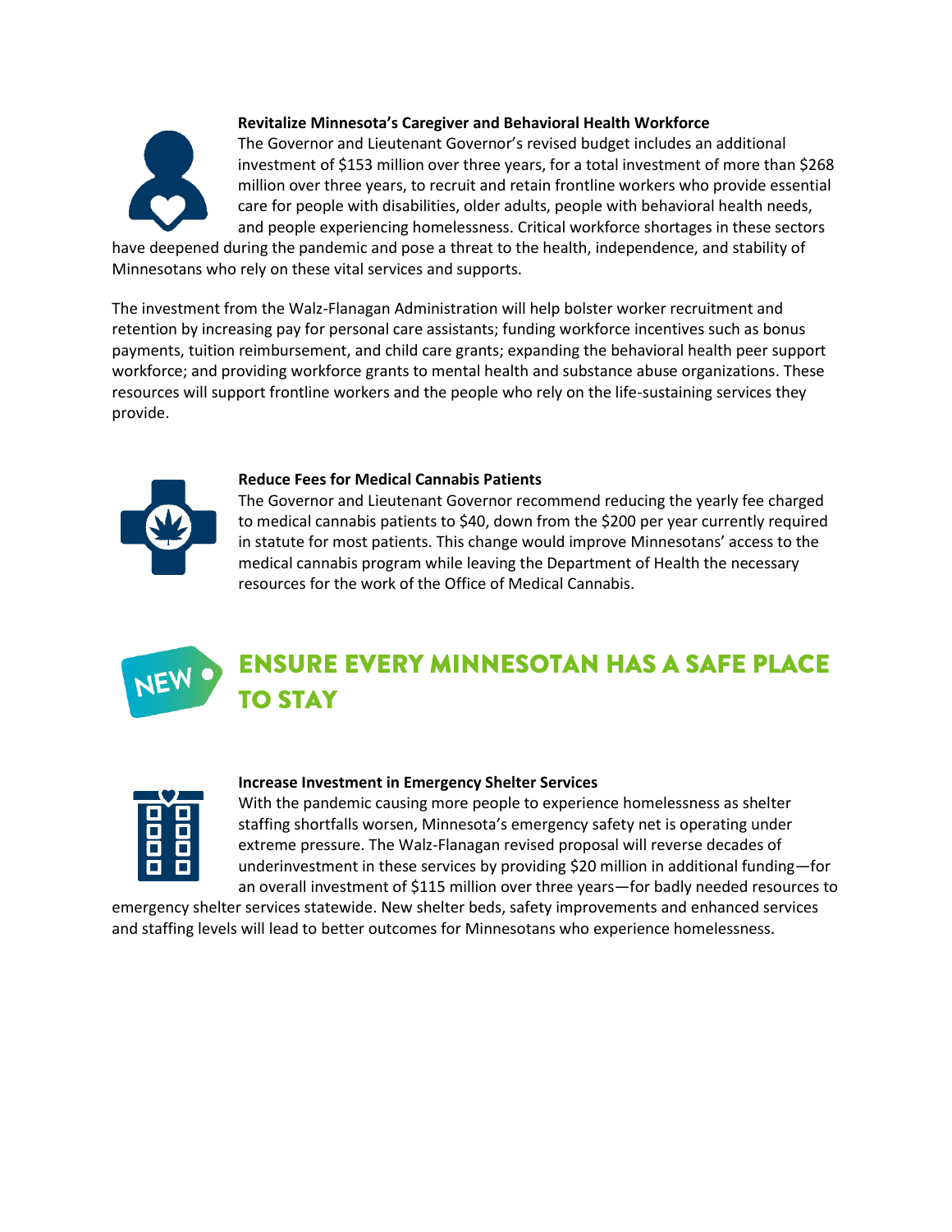**Revitalize Minnesota's Caregiver and Behavioral Health Workforce**

The Governor and Lieutenant Governor's revised budget includes an additional investment of $153 million over three years, for a total investment of more than $268 million over three years, to recruit and retain frontline workers who provide essential care for people with disabilities, older adults, people with behavioral health needs, and people experiencing homelessness. Critical workforce shortages in these sectors have deepened during the pandemic and pose a threat to the health, independence, and stability of Minnesotans who rely on these vital services and supports.

The investment from the Walz-Flanagan Administration will help bolster worker recruitment and retention by increasing pay for personal care assistants; funding workforce incentives such as bonus payments, tuition reimbursement, and child care grants; expanding the behavioral health peer support workforce; and providing workforce grants to mental health and substance abuse organizations. These resources will support frontline workers and the people who rely on the life-sustaining services they provide.

**Reduce Fees for Medical Cannabis Patients**

The Governor and Lieutenant Governor recommend reducing the yearly fee charged to medical cannabis patients to $40, down from the $200 per year currently required in statute for most patients. This change would improve Minnesotans' access to the medical cannabis program while leaving the Department of Health the necessary resources for the work of the Office of Medical Cannabis.

## NEW ENSURE EVERY MINNESOTAN HAS A SAFE PLACE TO STAY

**Increase Investment in Emergency Shelter Services**

With the pandemic causing more people to experience homelessness as shelter staffing shortfalls worsen, Minnesota's emergency safety net is operating under extreme pressure. The Walz-Flanagan revised proposal will reverse decades of underinvestment in these services by providing $20 million in additional funding—for an overall investment of $115 million over three years—for badly needed resources to emergency shelter services statewide. New shelter beds, safety improvements and enhanced services and staffing levels will lead to better outcomes for Minnesotans who experience homelessness.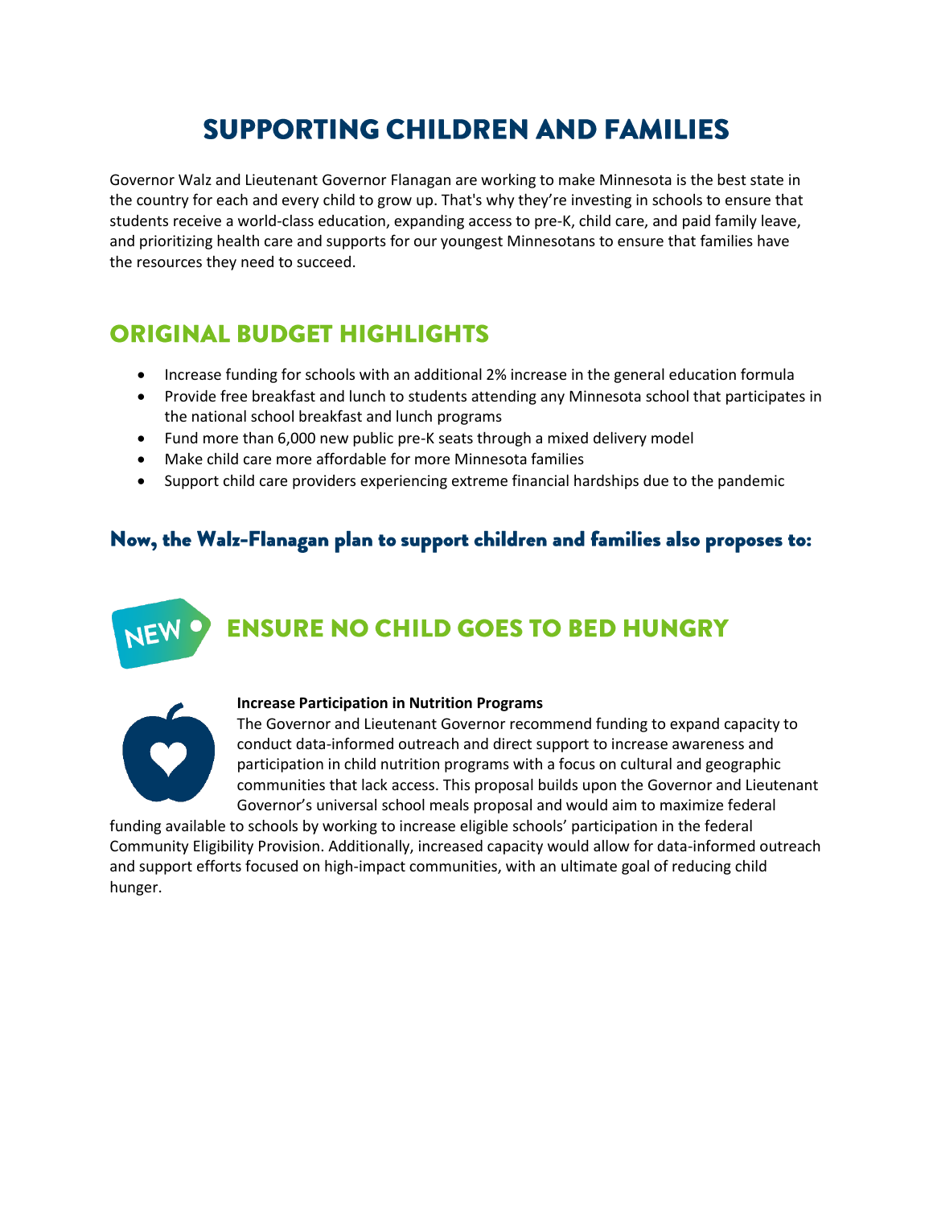# SUPPORTING CHILDREN AND FAMILIES

Governor Walz and Lieutenant Governor Flanagan are working to make Minnesota is the best state in the country for each and every child to grow up. That's why they're investing in schools to ensure that students receive a world-class education, expanding access to pre-K, child care, and paid family leave, and prioritizing health care and supports for our youngest Minnesotans to ensure that families have the resources they need to succeed.

## ORIGINAL BUDGET HIGHLIGHTS

- Increase funding for schools with an additional 2% increase in the general education formula
- Provide free breakfast and lunch to students attending any Minnesota school that participates in the national school breakfast and lunch programs
- Fund more than 6,000 new public pre-K seats through a mixed delivery model
- Make child care more affordable for more Minnesota families
- Support child care providers experiencing extreme financial hardships due to the pandemic

### Now, the Walz-Flanagan plan to support children and families also proposes to:

## NEW ENSURE NO CHILD GOES TO BED HUNGRY

**Increase Participation in Nutrition Programs**

The Governor and Lieutenant Governor recommend funding to expand capacity to conduct data-informed outreach and direct support to increase awareness and participation in child nutrition programs with a focus on cultural and geographic communities that lack access. This proposal builds upon the Governor and Lieutenant Governor's universal school meals proposal and would aim to maximize federal funding available to schools by working to increase eligible schools' participation in the federal Community Eligibility Provision. Additionally, increased capacity would allow for data-informed outreach and support efforts focused on high-impact communities, with an ultimate goal of reducing child hunger.